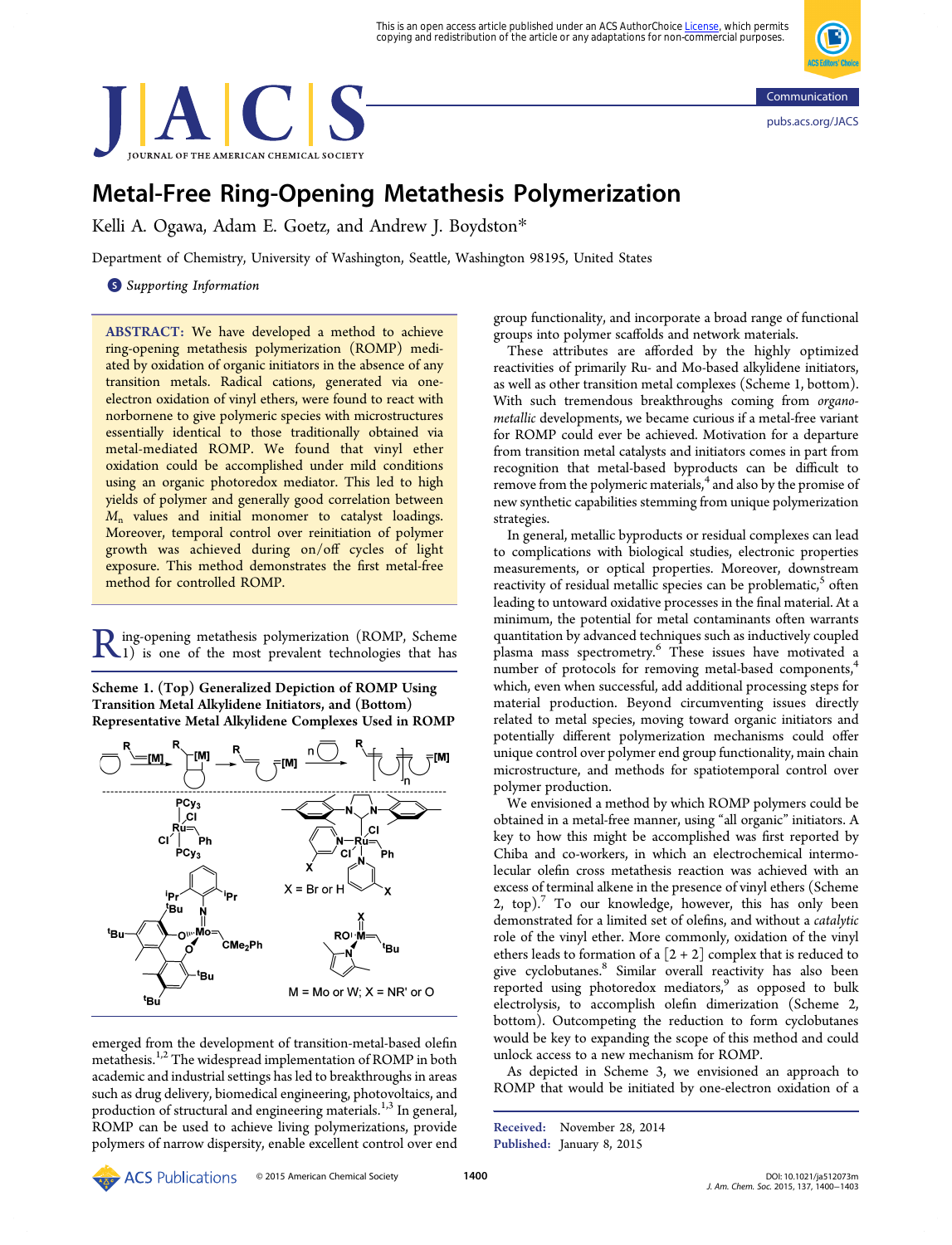# Metal-Free Ring-Opening Metathesis Polymerization

Kelli A. Ogawa, Adam E. Goetz, and Andrew J. Boydston*

Department of Chemistry, University of Washington, Seattle, Washington 98195, United States

*Supporting Information*

**ABSTRACT:** We have developed a method to achieve ring-opening metathesis polymerization (ROMP) mediated by oxidation of organic initiators in the absence of any transition metals. Radical cations, generated via one-electron oxidation of vinyl ethers, were found to react with norbornene to give polymeric species with microstructures essentially identical to those traditionally obtained via metal-mediated ROMP. We found that vinyl ether oxidation could be accomplished under mild conditions using an organic photoredox mediator. This led to high yields of polymer and generally good correlation between $M_n$ values and initial monomer to catalyst loadings. Moreover, temporal control over reinitiation of polymer growth was achieved during on/off cycles of light exposure. This method demonstrates the first metal-free method for controlled ROMP.

Ring-opening metathesis polymerization (ROMP, Scheme 1) is one of the most prevalent technologies that has emerged from the development of transition-metal-based olefin metathesis.[1,2] The widespread implementation of ROMP in both academic and industrial settings has led to breakthroughs in areas such as drug delivery, biomedical engineering, photovoltaics, and production of structural and engineering materials.[1,3] In general, ROMP can be used to achieve living polymerizations, provide polymers of narrow dispersity, enable excellent control over end group functionality, and incorporate a broad range of functional groups into polymer scaffolds and network materials.

**Scheme 1. (Top) Generalized Depiction of ROMP Using Transition Metal Alkylidene Initiators, and (Bottom) Representative Metal Alkylidene Complexes Used in ROMP**

These attributes are afforded by the highly optimized reactivities of primarily Ru- and Mo-based alkylidene initiators, as well as other transition metal complexes (Scheme 1, bottom). With such tremendous breakthroughs coming from *organometallic* developments, we became curious if a metal-free variant for ROMP could ever be achieved. Motivation for a departure from transition metal catalysts and initiators comes in part from recognition that metal-based byproducts can be difficult to remove from the polymeric materials,[4] and also by the promise of new synthetic capabilities stemming from unique polymerization strategies.

In general, metallic byproducts or residual complexes can lead to complications with biological studies, electronic properties measurements, or optical properties. Moreover, downstream reactivity of residual metallic species can be problematic,[5] often leading to untoward oxidative processes in the final material. At a minimum, the potential for metal contaminants often warrants quantitation by advanced techniques such as inductively coupled plasma mass spectrometry.[6] These issues have motivated a number of protocols for removing metal-based components,[4] which, even when successful, add additional processing steps for material production. Beyond circumventing issues directly related to metal species, moving toward organic initiators and potentially different polymerization mechanisms could offer unique control over polymer end group functionality, main chain microstructure, and methods for spatiotemporal control over polymer production.

We envisioned a method by which ROMP polymers could be obtained in a metal-free manner, using "all organic" initiators. A key to how this might be accomplished was first reported by Chiba and co-workers, in which an electrochemical intermolecular olefin cross metathesis reaction was achieved with an excess of terminal alkene in the presence of vinyl ethers (Scheme 2, top).[7] To our knowledge, however, this has only been demonstrated for a limited set of olefins, and without a *catalytic* role of the vinyl ether. More commonly, oxidation of the vinyl ethers leads to formation of a [2 + 2] complex that is reduced to give cyclobutanes.[8] Similar overall reactivity has also been reported using photoredox mediators,[9] as opposed to bulk electrolysis, to accomplish olefin dimerization (Scheme 2, bottom). Outcompeting the reduction to form cyclobutanes would be key to expanding the scope of this method and could unlock access to a new mechanism for ROMP.

As depicted in Scheme 3, we envisioned an approach to ROMP that would be initiated by one-electron oxidation of a

**Received:** November 28, 2014
**Published:** January 8, 2015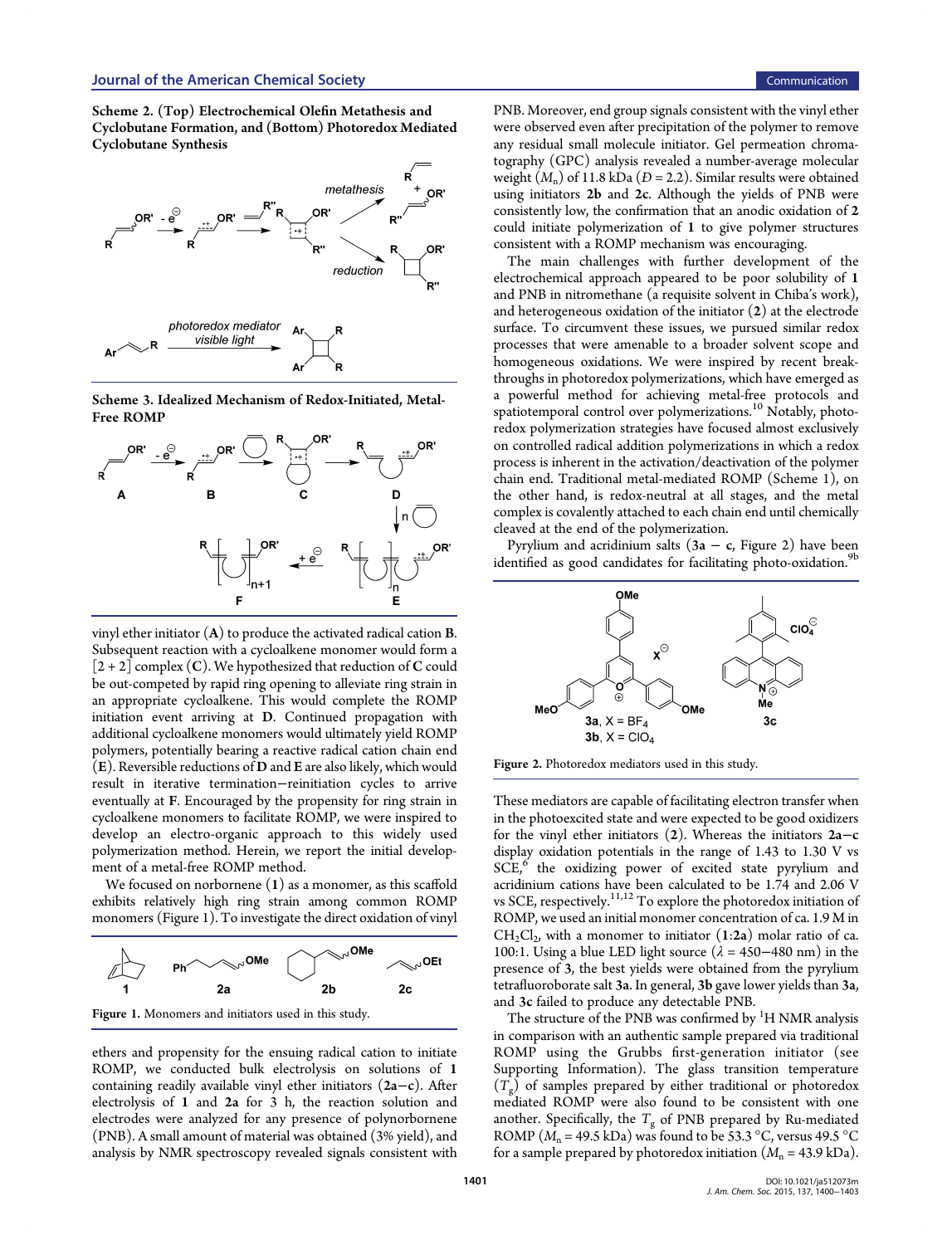**Scheme 2. (Top) Electrochemical Olefin Metathesis and Cyclobutane Formation, and (Bottom) Photoredox Mediated Cyclobutane Synthesis**

**Scheme 3. Idealized Mechanism of Redox-Initiated, Metal-Free ROMP**

vinyl ether initiator (**A**) to produce the activated radical cation **B**. Subsequent reaction with a cycloalkene monomer would form a [2 + 2] complex (**C**). We hypothesized that reduction of **C** could be out-competed by rapid ring opening to alleviate ring strain in an appropriate cycloalkene. This would complete the ROMP initiation event arriving at **D**. Continued propagation with additional cycloalkene monomers would ultimately yield ROMP polymers, potentially bearing a reactive radical cation chain end (**E**). Reversible reductions of **D** and **E** are also likely, which would result in iterative termination–reinitiation cycles to arrive eventually at **F**. Encouraged by the propensity for ring strain in cycloalkene monomers to facilitate ROMP, we were inspired to develop an electro-organic approach to this widely used polymerization method. Herein, we report the initial development of a metal-free ROMP method.

We focused on norbornene (**1**) as a monomer, as this scaffold exhibits relatively high ring strain among common ROMP monomers (Figure 1). To investigate the direct oxidation of vinyl

Figure 1. Monomers and initiators used in this study.

ethers and propensity for the ensuing radical cation to initiate ROMP, we conducted bulk electrolysis on solutions of **1** containing readily available vinyl ether initiators (**2a**–**c**). After electrolysis of **1** and **2a** for 3 h, the reaction solution and electrodes were analyzed for any presence of polynorbornene (PNB). A small amount of material was obtained (3% yield), and analysis by NMR spectroscopy revealed signals consistent with PNB. Moreover, end group signals consistent with the vinyl ether were observed even after precipitation of the polymer to remove any residual small molecule initiator. Gel permeation chromatography (GPC) analysis revealed a number-average molecular weight ($M_n$) of 11.8 kDa ($Đ$ = 2.2). Similar results were obtained using initiators **2b** and **2c**. Although the yields of PNB were consistently low, the confirmation that an anodic oxidation of **2** could initiate polymerization of **1** to give polymer structures consistent with a ROMP mechanism was encouraging.

The main challenges with further development of the electrochemical approach appeared to be poor solubility of **1** and PNB in nitromethane (a requisite solvent in Chiba's work), and heterogeneous oxidation of the initiator (**2**) at the electrode surface. To circumvent these issues, we pursued similar redox processes that were amenable to a broader solvent scope and homogeneous oxidations. We were inspired by recent breakthroughs in photoredox polymerizations, which have emerged as a powerful method for achieving metal-free protocols and spatiotemporal control over polymerizations.[10] Notably, photoredox polymerization strategies have focused almost exclusively on controlled radical addition polymerizations in which a redox process is inherent in the activation/deactivation of the polymer chain end. Traditional metal-mediated ROMP (Scheme 1), on the other hand, is redox-neutral at all stages, and the metal complex is covalently attached to each chain end until chemically cleaved at the end of the polymerization.

Pyrylium and acridinium salts (**3a** – **c**, Figure 2) have been identified as good candidates for facilitating photo-oxidation.[9b]

Figure 2. Photoredox mediators used in this study.

These mediators are capable of facilitating electron transfer when in the photoexcited state and were expected to be good oxidizers for the vinyl ether initiators (**2**). Whereas the initiators **2a**–**c** display oxidation potentials in the range of 1.43 to 1.30 V vs SCE,[6] the oxidizing power of excited state pyrylium and acridinium cations have been calculated to be 1.74 and 2.06 V vs SCE, respectively.[11,12] To explore the photoredox initiation of ROMP, we used an initial monomer concentration of ca. 1.9 M in $CH_2Cl_2$, with a monomer to initiator (**1**:**2a**) molar ratio of ca. 100:1. Using a blue LED light source ($\lambda$ = 450–480 nm) in the presence of **3**, the best yields were obtained from the pyrylium tetrafluoroborate salt **3a**. In general, **3b** gave lower yields than **3a**, and **3c** failed to produce any detectable PNB.

The structure of the PNB was confirmed by $^1$H NMR analysis in comparison with an authentic sample prepared via traditional ROMP using the Grubbs first-generation initiator (see Supporting Information). The glass transition temperature ($T_g$) of samples prepared by either traditional or photoredox mediated ROMP were also found to be consistent with one another. Specifically, the $T_g$ of PNB prepared by Ru-mediated ROMP ($M_n$ = 49.5 kDa) was found to be 53.3 °C, versus 49.5 °C for a sample prepared by photoredox initiation ($M_n$ = 43.9 kDa).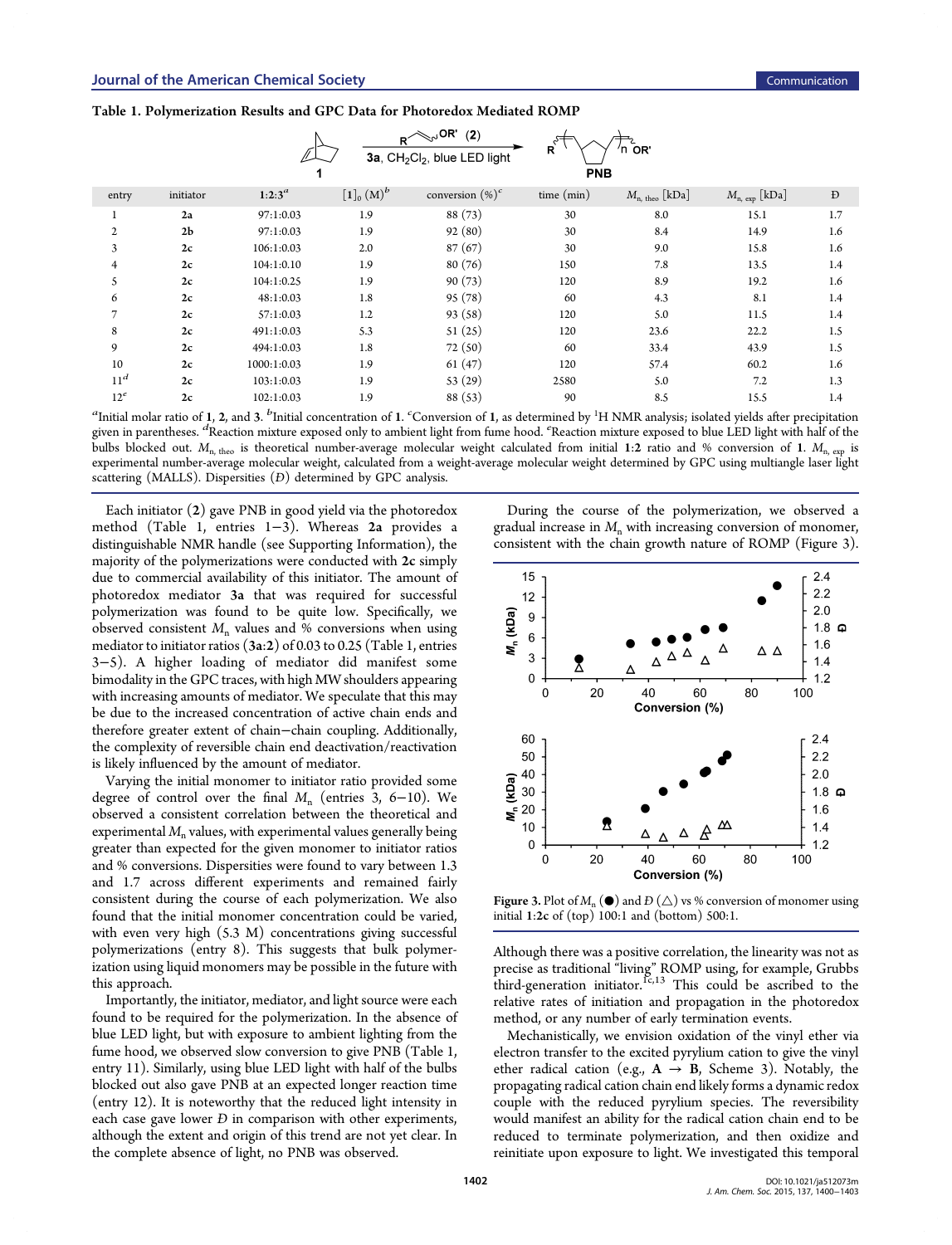**Table 1. Polymerization Results and GPC Data for Photoredox Mediated ROMP**

| entry | initiator | 1:2:3[a] | $[\mathbf{1}]_0$ (M)[b] | conversion (%)[c] | time (min) | $M_{n, theo}$ [kDa] | $M_{n, exp}$ [kDa] | Đ |
|---|---|---|---|---|---|---|---|---|
| 1 | **2a** | 97:1:0.03 | 1.9 | 88 (73) | 30 | 8.0 | 15.1 | 1.7 |
| 2 | **2b** | 97:1:0.03 | 1.9 | 92 (80) | 30 | 8.4 | 14.9 | 1.6 |
| 3 | **2c** | 106:1:0.03 | 2.0 | 87 (67) | 30 | 9.0 | 15.8 | 1.6 |
| 4 | **2c** | 104:1:0.10 | 1.9 | 80 (76) | 150 | 7.8 | 13.5 | 1.4 |
| 5 | **2c** | 104:1:0.25 | 1.9 | 90 (73) | 120 | 8.9 | 19.2 | 1.6 |
| 6 | **2c** | 48:1:0.03 | 1.8 | 95 (78) | 60 | 4.3 | 8.1 | 1.4 |
| 7 | **2c** | 57:1:0.03 | 1.2 | 93 (58) | 120 | 5.0 | 11.5 | 1.4 |
| 8 | **2c** | 491:1:0.03 | 5.3 | 51 (25) | 120 | 23.6 | 22.2 | 1.5 |
| 9 | **2c** | 494:1:0.03 | 1.8 | 72 (50) | 60 | 33.4 | 43.9 | 1.5 |
| 10 | **2c** | 1000:1:0.03 | 1.9 | 61 (47) | 120 | 57.4 | 60.2 | 1.6 |
| 11[d] | **2c** | 103:1:0.03 | 1.9 | 53 (29) | 2580 | 5.0 | 7.2 | 1.3 |
| 12[e] | **2c** | 102:1:0.03 | 1.9 | 88 (53) | 90 | 8.5 | 15.5 | 1.4 |

[a]Initial molar ratio of **1**, **2**, and **3**. [b]Initial concentration of **1**. [c]Conversion of **1**, as determined by $^1$H NMR analysis; isolated yields after precipitation given in parentheses. [d]Reaction mixture exposed only to ambient light from fume hood. [e]Reaction mixture exposed to blue LED light with half of the bulbs blocked out. $M_{n, theo}$ is theoretical number-average molecular weight calculated from initial **1**:**2** ratio and % conversion of **1**. $M_{n, exp}$ is experimental number-average molecular weight, calculated from a weight-average molecular weight determined by GPC using multiangle laser light scattering (MALLS). Dispersities (Đ) determined by GPC analysis.

Each initiator (**2**) gave PNB in good yield via the photoredox method (Table 1, entries 1−3). Whereas **2a** provides a distinguishable NMR handle (see Supporting Information), the majority of the polymerizations were conducted with **2c** simply due to commercial availability of this initiator. The amount of photoredox mediator **3a** that was required for successful polymerization was found to be quite low. Specifically, we observed consistent $M_n$ values and % conversions when using mediator to initiator ratios (**3a**:**2**) of 0.03 to 0.25 (Table 1, entries 3−5). A higher loading of mediator did manifest some bimodality in the GPC traces, with high MW shoulders appearing with increasing amounts of mediator. We speculate that this may be due to the increased concentration of active chain ends and therefore greater extent of chain−chain coupling. Additionally, the complexity of reversible chain end deactivation/reactivation is likely influenced by the amount of mediator.

Varying the initial monomer to initiator ratio provided some degree of control over the final $M_n$ (entries 3, 6−10). We observed a consistent correlation between the theoretical and experimental $M_n$ values, with experimental values generally being greater than expected for the given monomer to initiator ratios and % conversions. Dispersities were found to vary between 1.3 and 1.7 across different experiments and remained fairly consistent during the course of each polymerization. We also found that the initial monomer concentration could be varied, with even very high (5.3 M) concentrations giving successful polymerizations (entry 8). This suggests that bulk polymerization using liquid monomers may be possible in the future with this approach.

Importantly, the initiator, mediator, and light source were each found to be required for the polymerization. In the absence of blue LED light, but with exposure to ambient lighting from the fume hood, we observed slow conversion to give PNB (Table 1, entry 11). Similarly, using blue LED light with half of the bulbs blocked out also gave PNB at an expected longer reaction time (entry 12). It is noteworthy that the reduced light intensity in each case gave lower Đ in comparison with other experiments, although the extent and origin of this trend are not yet clear. In the complete absence of light, no PNB was observed.

During the course of the polymerization, we observed a gradual increase in $M_n$ with increasing conversion of monomer, consistent with the chain growth nature of ROMP (Figure 3).

**Figure 3.** Plot of $M_n$ (●) and Đ (△) vs % conversion of monomer using initial **1**:**2c** of (top) 100:1 and (bottom) 500:1.

Although there was a positive correlation, the linearity was not as precise as traditional "living" ROMP using, for example, Grubbs third-generation initiator.[1c,13] This could be ascribed to the relative rates of initiation and propagation in the photoredox method, or any number of early termination events.

Mechanistically, we envision oxidation of the vinyl ether via electron transfer to the excited pyrylium cation to give the vinyl ether radical cation (e.g., **A** → **B**, Scheme 3). Notably, the propagating radical cation chain end likely forms a dynamic redox couple with the reduced pyrylium species. The reversibility would manifest an ability for the radical cation chain end to be reduced to terminate polymerization, and then oxidize and reinitiate upon exposure to light. We investigated this temporal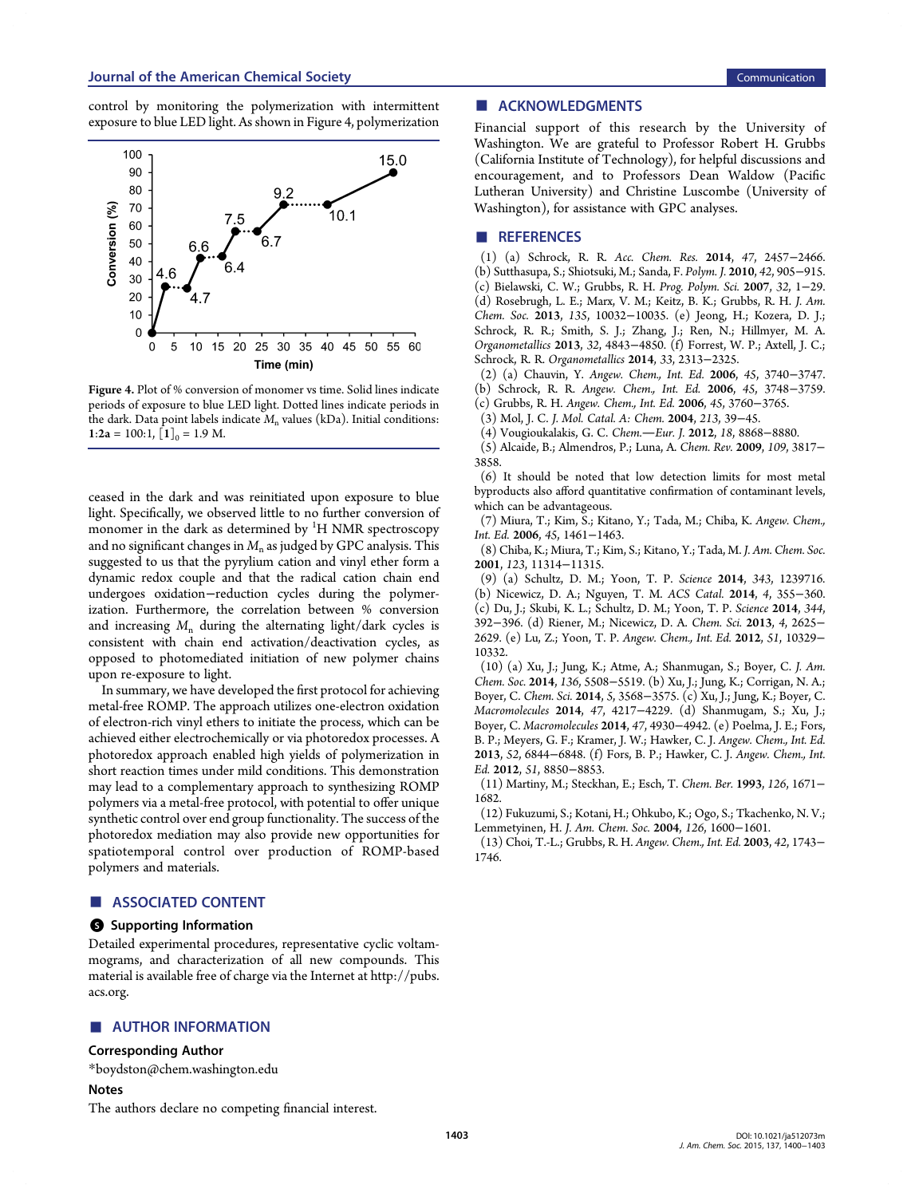control by monitoring the polymerization with intermittent exposure to blue LED light. As shown in Figure 4, polymerization

100
90
80
70
60
50
40
30
20
10
0
Conversion (%)
0 5 10 15 20 25 30 35 40 45 50 55 60
Time (min)
4.6
4.7
6.6
6.4
7.5
6.7
9.2
10.1
15.0

Figure 4. Plot of % conversion of monomer vs time. Solid lines indicate periods of exposure to blue LED light. Dotted lines indicate periods in the dark. Data point labels indicate $M_n$ values (kDa). Initial conditions: **1**:**2a** = 100:1, $[\mathbf{1}]_0$ = 1.9 M.

ceased in the dark and was reinitiated upon exposure to blue light. Specifically, we observed little to no further conversion of monomer in the dark as determined by $^1$H NMR spectroscopy and no significant changes in $M_n$ as judged by GPC analysis. This suggested to us that the pyrylium cation and vinyl ether form a dynamic redox couple and that the radical cation chain end undergoes oxidation−reduction cycles during the polymerization. Furthermore, the correlation between % conversion and increasing $M_n$ during the alternating light/dark cycles is consistent with chain end activation/deactivation cycles, as opposed to photomediated initiation of new polymer chains upon re-exposure to light.

In summary, we have developed the first protocol for achieving metal-free ROMP. The approach utilizes one-electron oxidation of electron-rich vinyl ethers to initiate the process, which can be achieved either electrochemically or via photoredox processes. A photoredox approach enabled high yields of polymerization in short reaction times under mild conditions. This demonstration may lead to a complementary approach to synthesizing ROMP polymers via a metal-free protocol, with potential to offer unique synthetic control over end group functionality. The success of the photoredox mediation may also provide new opportunities for spatiotemporal control over production of ROMP-based polymers and materials.

## ■ ASSOCIATED CONTENT

### Supporting Information

Detailed experimental procedures, representative cyclic voltammograms, and characterization of all new compounds. This material is available free of charge via the Internet at http://pubs.acs.org.

## ■ AUTHOR INFORMATION

### Corresponding Author

*boydston@chem.washington.edu

### Notes

The authors declare no competing financial interest.

## ■ ACKNOWLEDGMENTS

Financial support of this research by the University of Washington. We are grateful to Professor Robert H. Grubbs (California Institute of Technology), for helpful discussions and encouragement, and to Professors Dean Waldow (Pacific Lutheran University) and Christine Luscombe (University of Washington), for assistance with GPC analyses.

## ■ REFERENCES

(1) (a) Schrock, R. R. *Acc. Chem. Res.* **2014**, *47*, 2457−2466. (b) Sutthasupa, S.; Shiotsuki, M.; Sanda, F. *Polym. J.* **2010**, *42*, 905−915. (c) Bielawski, C. W.; Grubbs, R. H. *Prog. Polym. Sci.* **2007**, *32*, 1−29. (d) Rosebrugh, L. E.; Marx, V. M.; Keitz, B. K.; Grubbs, R. H. *J. Am. Chem. Soc.* **2013**, *135*, 10032−10035. (e) Jeong, H.; Kozera, D. J.; Schrock, R. R.; Smith, S. J.; Zhang, J.; Ren, N.; Hillmyer, M. A. *Organometallics* **2013**, *32*, 4843−4850. (f) Forrest, W. P.; Axtell, J. C.; Schrock, R. R. *Organometallics* **2014**, *33*, 2313−2325.

(2) (a) Chauvin, Y. *Angew. Chem., Int. Ed.* **2006**, *45*, 3740−3747. (b) Schrock, R. R. *Angew. Chem., Int. Ed.* **2006**, *45*, 3748−3759. (c) Grubbs, R. H. *Angew. Chem., Int. Ed.* **2006**, *45*, 3760−3765.

(3) Mol, J. C. *J. Mol. Catal. A: Chem.* **2004**, *213*, 39−45.

(4) Vougioukalakis, G. C. *Chem.—Eur. J.* **2012**, *18*, 8868−8880.

(5) Alcaide, B.; Almendros, P.; Luna, A. *Chem. Rev.* **2009**, *109*, 3817−3858.

(6) It should be noted that low detection limits for most metal byproducts also afford quantitative confirmation of contaminant levels, which can be advantageous.

(7) Miura, T.; Kim, S.; Kitano, Y.; Tada, M.; Chiba, K. *Angew. Chem., Int. Ed.* **2006**, *45*, 1461−1463.

(8) Chiba, K.; Miura, T.; Kim, S.; Kitano, Y.; Tada, M. *J. Am. Chem. Soc.* **2001**, *123*, 11314−11315.

(9) (a) Schultz, D. M.; Yoon, T. P. *Science* **2014**, *343*, 1239716. (b) Nicewicz, D. A.; Nguyen, T. M. *ACS Catal.* **2014**, *4*, 355−360. (c) Du, J.; Skubi, K. L.; Schultz, D. M.; Yoon, T. P. *Science* **2014**, *344*, 392−396. (d) Riener, M.; Nicewicz, D. A. *Chem. Sci.* **2013**, *4*, 2625−2629. (e) Lu, Z.; Yoon, T. P. *Angew. Chem., Int. Ed.* **2012**, *51*, 10329−10332.

(10) (a) Xu, J.; Jung, K.; Atme, A.; Shanmugan, S.; Boyer, C. *J. Am. Chem. Soc.* **2014**, *136*, 5508−5519. (b) Xu, J.; Jung, K.; Corrigan, N. A.; Boyer, C. *Chem. Sci.* **2014**, *5*, 3568−3575. (c) Xu, J.; Jung, K.; Boyer, C. *Macromolecules* **2014**, *47*, 4217−4229. (d) Shanmugam, S.; Xu, J.; Boyer, C. *Macromolecules* **2014**, *47*, 4930−4942. (e) Poelma, J. E.; Fors, B. P.; Meyers, G. F.; Kramer, J. W.; Hawker, C. J. *Angew. Chem., Int. Ed.* **2013**, *52*, 6844−6848. (f) Fors, B. P.; Hawker, C. J. *Angew. Chem., Int. Ed.* **2012**, *51*, 8850−8853.

(11) Martiny, M.; Steckhan, E.; Esch, T. *Chem. Ber.* **1993**, *126*, 1671−1682.

(12) Fukuzumi, S.; Kotani, H.; Ohkubo, K.; Ogo, S.; Tkachenko, N. V.; Lemmetyinen, H. *J. Am. Chem. Soc.* **2004**, *126*, 1600−1601.

(13) Choi, T.-L.; Grubbs, R. H. *Angew. Chem., Int. Ed.* **2003**, *42*, 1743−1746.